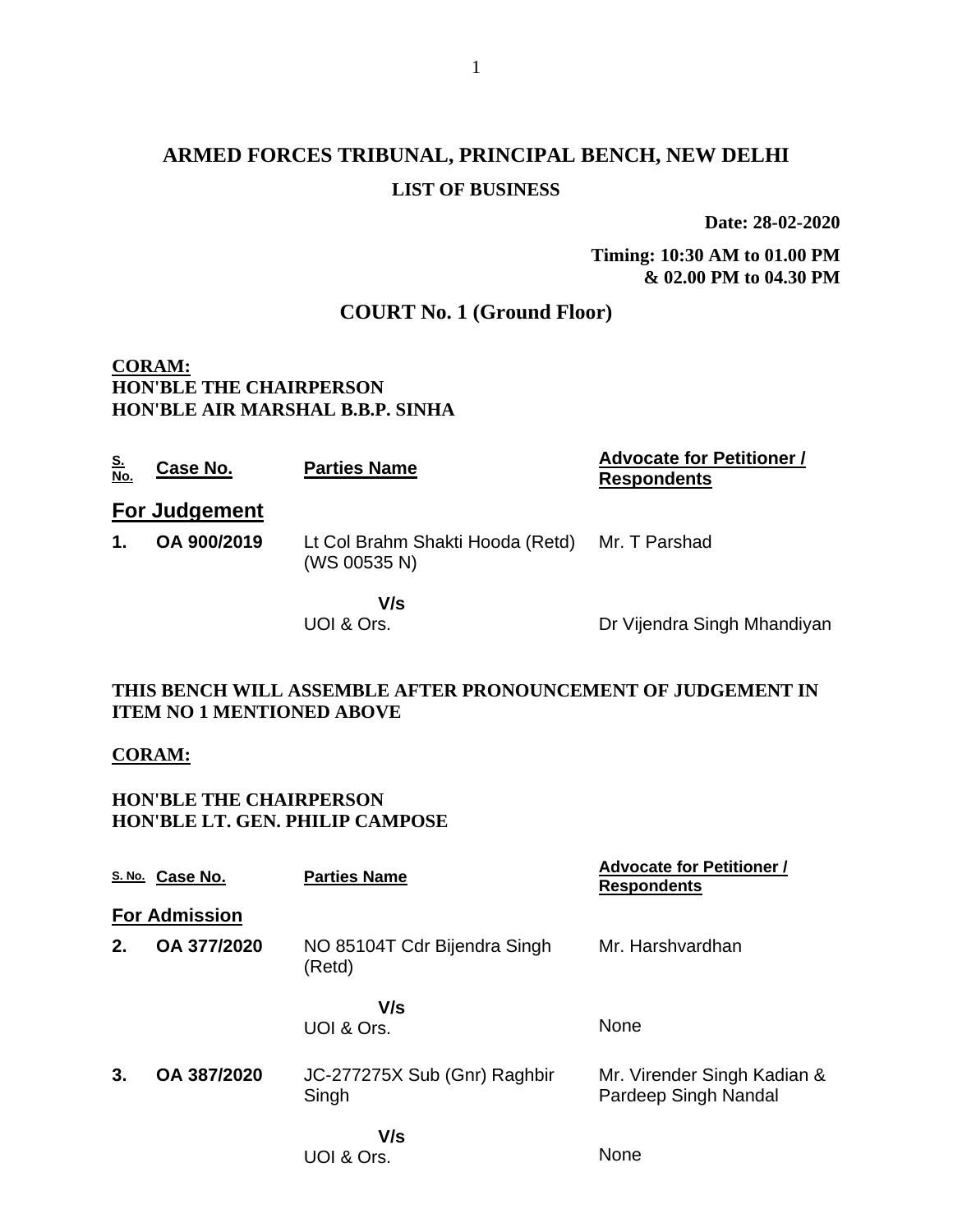# ARMED FORCES TRIBUNAL, PRINCIPAL BENCH, NEW DELHI

## LIST OF BUSINESS

**Date: 28-02-2020**

**Timing: 10:30 AM to 01.00 PM & 02.00 PM to 04.30 PM**

## COURT No. 1 (Ground Floor)

**CORAM:**
**HON'BLE THE CHAIRPERSON**
**HON'BLE AIR MARSHAL B.B.P. SINHA**

| S. No. | Case No. | Parties Name | Advocate for Petitioner / Respondents |
|---|---|---|---|
| **For Judgement** | | | |
| **1.** | **OA 900/2019** | Lt Col Brahm Shakti Hooda (Retd) (WS 00535 N) | Mr. T Parshad |
| | | **V/s** | |
| | | UOI & Ors. | Dr Vijendra Singh Mhandiyan |

**THIS BENCH WILL ASSEMBLE AFTER PRONOUNCEMENT OF JUDGEMENT IN ITEM NO 1 MENTIONED ABOVE**

**CORAM:**

**HON'BLE THE CHAIRPERSON**
**HON'BLE LT. GEN. PHILIP CAMPOSE**

| S. No. | Case No. | Parties Name | Advocate for Petitioner / Respondents |
|---|---|---|---|
| **For Admission** | | | |
| **2.** | **OA 377/2020** | NO 85104T Cdr Bijendra Singh (Retd) | Mr. Harshvardhan |
| | | **V/s** | |
| | | UOI & Ors. | None |
| **3.** | **OA 387/2020** | JC-277275X Sub (Gnr) Raghbir Singh | Mr. Virender Singh Kadian & Pardeep Singh Nandal |
| | | **V/s** | |
| | | UOI & Ors. | None |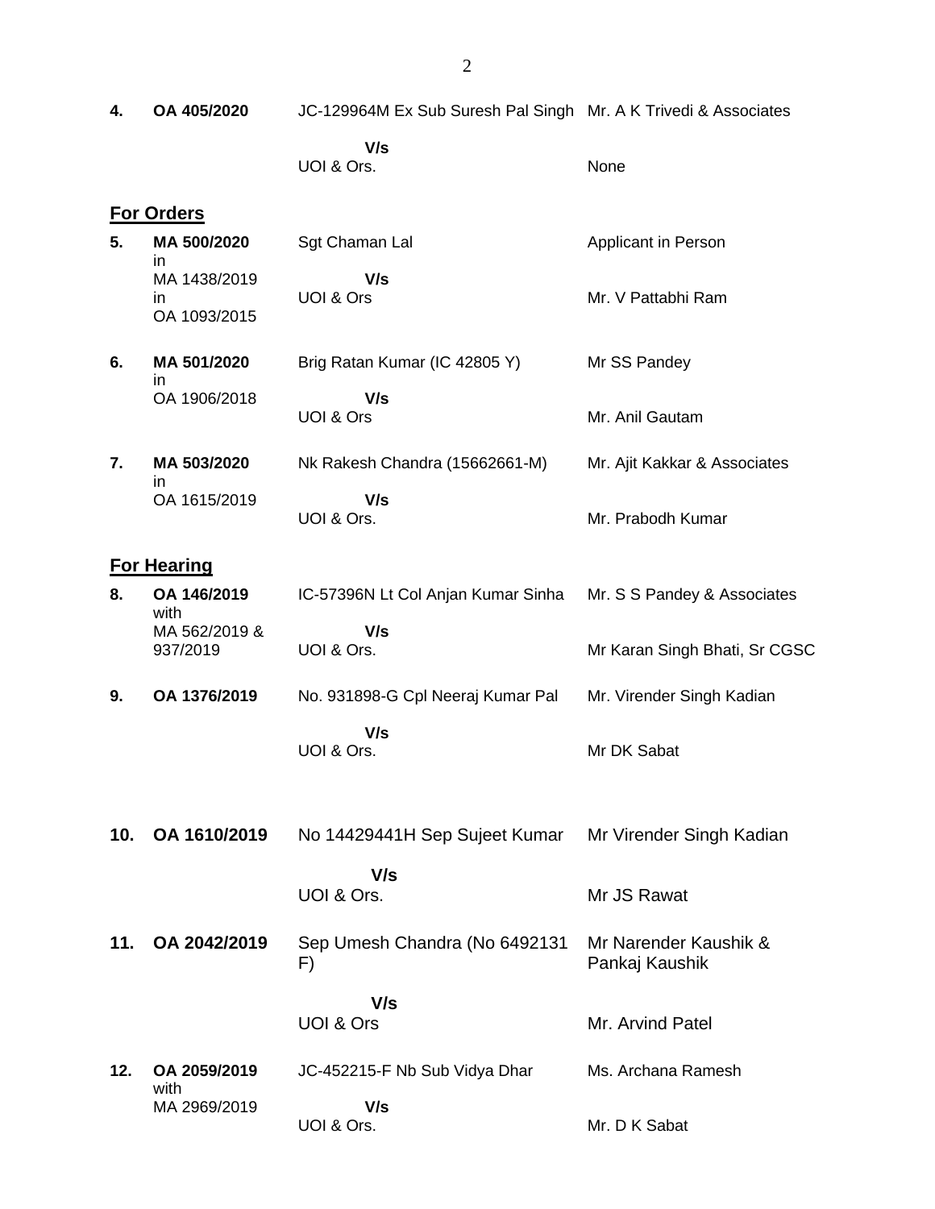| | | | |
|---|---|---|---|
| **4.** | **OA 405/2020** | JC-129964M Ex Sub Suresh Pal Singh | Mr. A K Trivedi & Associates |
| | | **V/s** | |
| | | UOI & Ors. | None |

## For Orders

| | | | |
|---|---|---|---|
| **5.** | **MA 500/2020** in MA 1438/2019 in OA 1093/2015 | Sgt Chaman Lal | Applicant in Person |
| | | **V/s** | |
| | | UOI & Ors | Mr. V Pattabhi Ram |
| **6.** | **MA 501/2020** in OA 1906/2018 | Brig Ratan Kumar (IC 42805 Y) | Mr SS Pandey |
| | | **V/s** | |
| | | UOI & Ors | Mr. Anil Gautam |
| **7.** | **MA 503/2020** in OA 1615/2019 | Nk Rakesh Chandra (15662661-M) | Mr. Ajit Kakkar & Associates |
| | | **V/s** | |
| | | UOI & Ors. | Mr. Prabodh Kumar |

## For Hearing

| | | | |
|---|---|---|---|
| **8.** | **OA 146/2019** with MA 562/2019 & 937/2019 | IC-57396N Lt Col Anjan Kumar Sinha | Mr. S S Pandey & Associates |
| | | **V/s** | |
| | | UOI & Ors. | Mr Karan Singh Bhati, Sr CGSC |
| **9.** | **OA 1376/2019** | No. 931898-G Cpl Neeraj Kumar Pal | Mr. Virender Singh Kadian |
| | | **V/s** | |
| | | UOI & Ors. | Mr DK Sabat |
| **10.** | **OA 1610/2019** | No 14429441H Sep Sujeet Kumar | Mr Virender Singh Kadian |
| | | **V/s** | |
| | | UOI & Ors. | Mr JS Rawat |
| **11.** | **OA 2042/2019** | Sep Umesh Chandra (No 6492131 F) | Mr Narender Kaushik & Pankaj Kaushik |
| | | **V/s** | |
| | | UOI & Ors | Mr. Arvind Patel |
| **12.** | **OA 2059/2019** with MA 2969/2019 | JC-452215-F Nb Sub Vidya Dhar | Ms. Archana Ramesh |
| | | **V/s** | |
| | | UOI & Ors. | Mr. D K Sabat |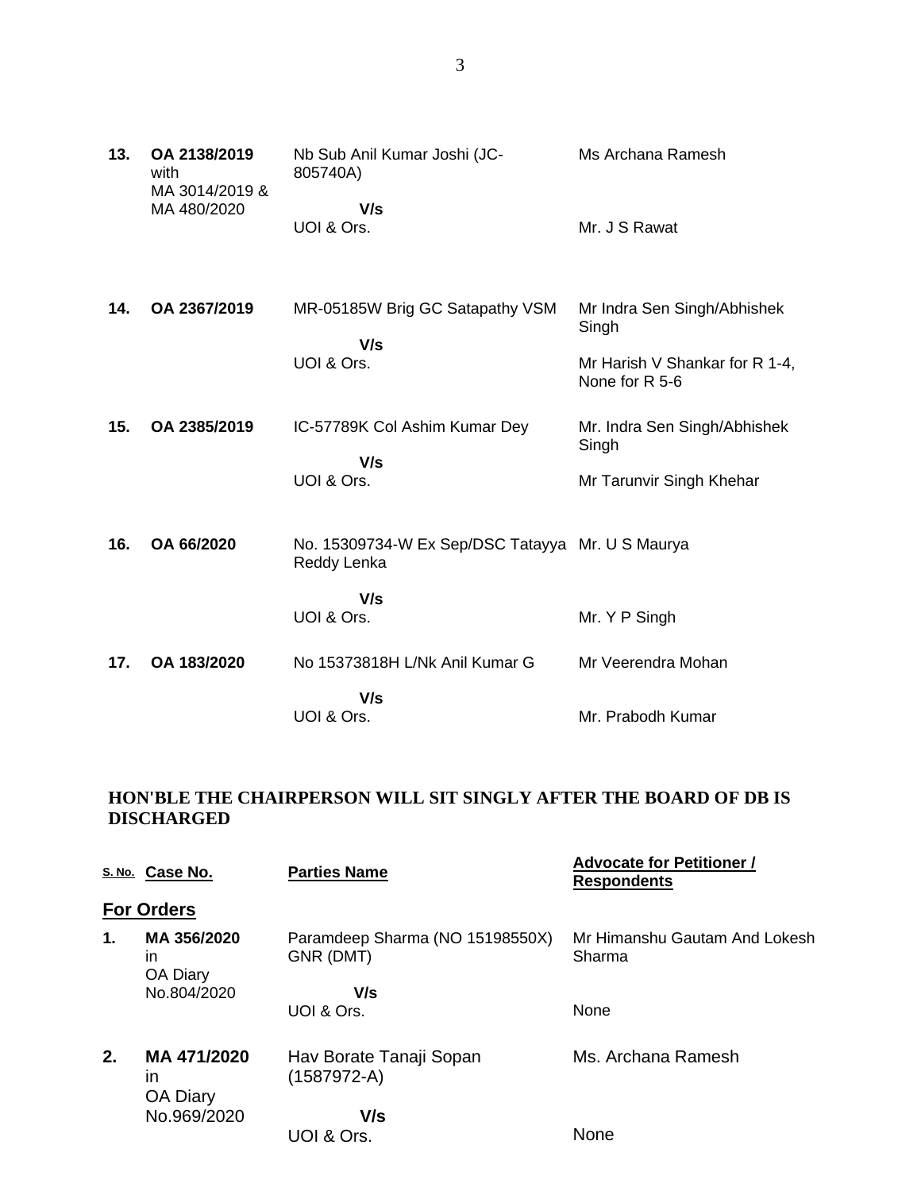| | | | |
|---|---|---|---|
| **13.** | **OA 2138/2019** with MA 3014/2019 & MA 480/2020 | Nb Sub Anil Kumar Joshi (JC-805740A)<br>**V/s**<br>UOI & Ors. | Ms Archana Ramesh<br><br>Mr. J S Rawat |
| **14.** | **OA 2367/2019** | MR-05185W Brig GC Satapathy VSM<br>**V/s**<br>UOI & Ors. | Mr Indra Sen Singh/Abhishek Singh<br><br>Mr Harish V Shankar for R 1-4, None for R 5-6 |
| **15.** | **OA 2385/2019** | IC-57789K Col Ashim Kumar Dey<br>**V/s**<br>UOI & Ors. | Mr. Indra Sen Singh/Abhishek Singh<br><br>Mr Tarunvir Singh Khehar |
| **16.** | **OA 66/2020** | No. 15309734-W Ex Sep/DSC Tatayya Reddy Lenka<br>**V/s**<br>UOI & Ors. | Mr. U S Maurya<br><br>Mr. Y P Singh |
| **17.** | **OA 183/2020** | No 15373818H L/Nk Anil Kumar G<br>**V/s**<br>UOI & Ors. | Mr Veerendra Mohan<br><br>Mr. Prabodh Kumar |

**HON'BLE THE CHAIRPERSON WILL SIT SINGLY AFTER THE BOARD OF DB IS DISCHARGED**

| S. No. | Case No. | Parties Name | Advocate for Petitioner / Respondents |
|---|---|---|---|
| | **For Orders** | | |
| **1.** | **MA 356/2020** in OA Diary No.804/2020 | Paramdeep Sharma (NO 15198550X) GNR (DMT)<br>**V/s**<br>UOI & Ors. | Mr Himanshu Gautam And Lokesh Sharma<br><br>None |
| **2.** | **MA 471/2020** in OA Diary No.969/2020 | Hav Borate Tanaji Sopan (1587972-A)<br>**V/s**<br>UOI & Ors. | Ms. Archana Ramesh<br><br>None |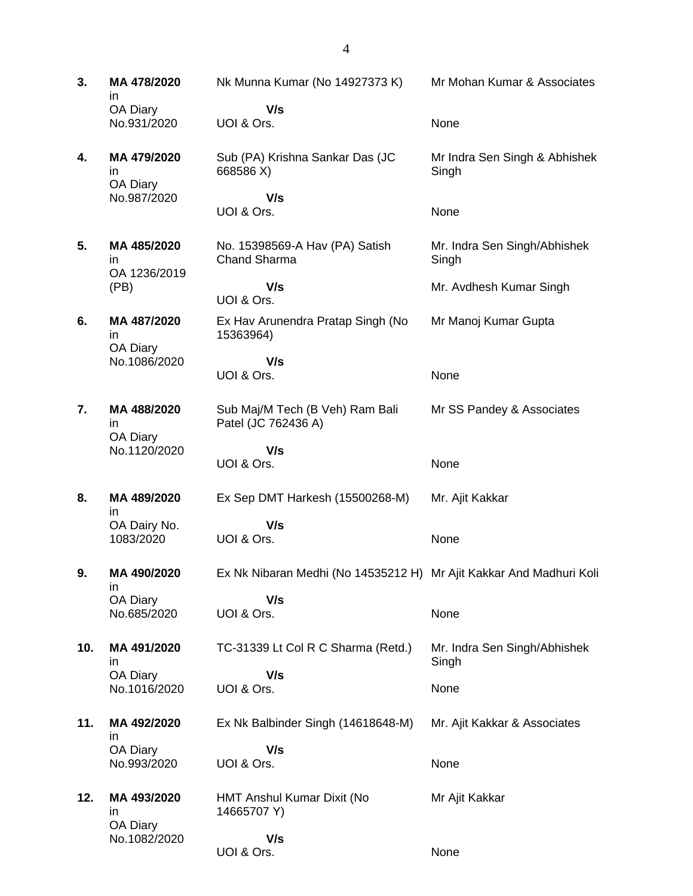| | | | |
|---|---|---|---|
| **3.** | **MA 478/2020** in OA Diary No.931/2020 | Nk Munna Kumar (No 14927373 K) **V/s** UOI & Ors. | Mr Mohan Kumar & Associates<br><br>None |
| **4.** | **MA 479/2020** in OA Diary No.987/2020 | Sub (PA) Krishna Sankar Das (JC 668586 X) **V/s** UOI & Ors. | Mr Indra Sen Singh & Abhishek Singh<br><br>None |
| **5.** | **MA 485/2020** in OA 1236/2019 (PB) | No. 15398569-A Hav (PA) Satish Chand Sharma **V/s** UOI & Ors. | Mr. Indra Sen Singh/Abhishek Singh<br><br>Mr. Avdhesh Kumar Singh |
| **6.** | **MA 487/2020** in OA Diary No.1086/2020 | Ex Hav Arunendra Pratap Singh (No 15363964) **V/s** UOI & Ors. | Mr Manoj Kumar Gupta<br><br>None |
| **7.** | **MA 488/2020** in OA Diary No.1120/2020 | Sub Maj/M Tech (B Veh) Ram Bali Patel (JC 762436 A) **V/s** UOI & Ors. | Mr SS Pandey & Associates<br><br>None |
| **8.** | **MA 489/2020** in OA Dairy No. 1083/2020 | Ex Sep DMT Harkesh (15500268-M) **V/s** UOI & Ors. | Mr. Ajit Kakkar<br><br>None |
| **9.** | **MA 490/2020** in OA Diary No.685/2020 | Ex Nk Nibaran Medhi (No 14535212 H) **V/s** UOI & Ors. | Mr Ajit Kakkar And Madhuri Koli<br><br>None |
| **10.** | **MA 491/2020** in OA Diary No.1016/2020 | TC-31339 Lt Col R C Sharma (Retd.) **V/s** UOI & Ors. | Mr. Indra Sen Singh/Abhishek Singh<br><br>None |
| **11.** | **MA 492/2020** in OA Diary No.993/2020 | Ex Nk Balbinder Singh (14618648-M) **V/s** UOI & Ors. | Mr. Ajit Kakkar & Associates<br><br>None |
| **12.** | **MA 493/2020** in OA Diary No.1082/2020 | HMT Anshul Kumar Dixit (No 14665707 Y) **V/s** UOI & Ors. | Mr Ajit Kakkar<br><br>None |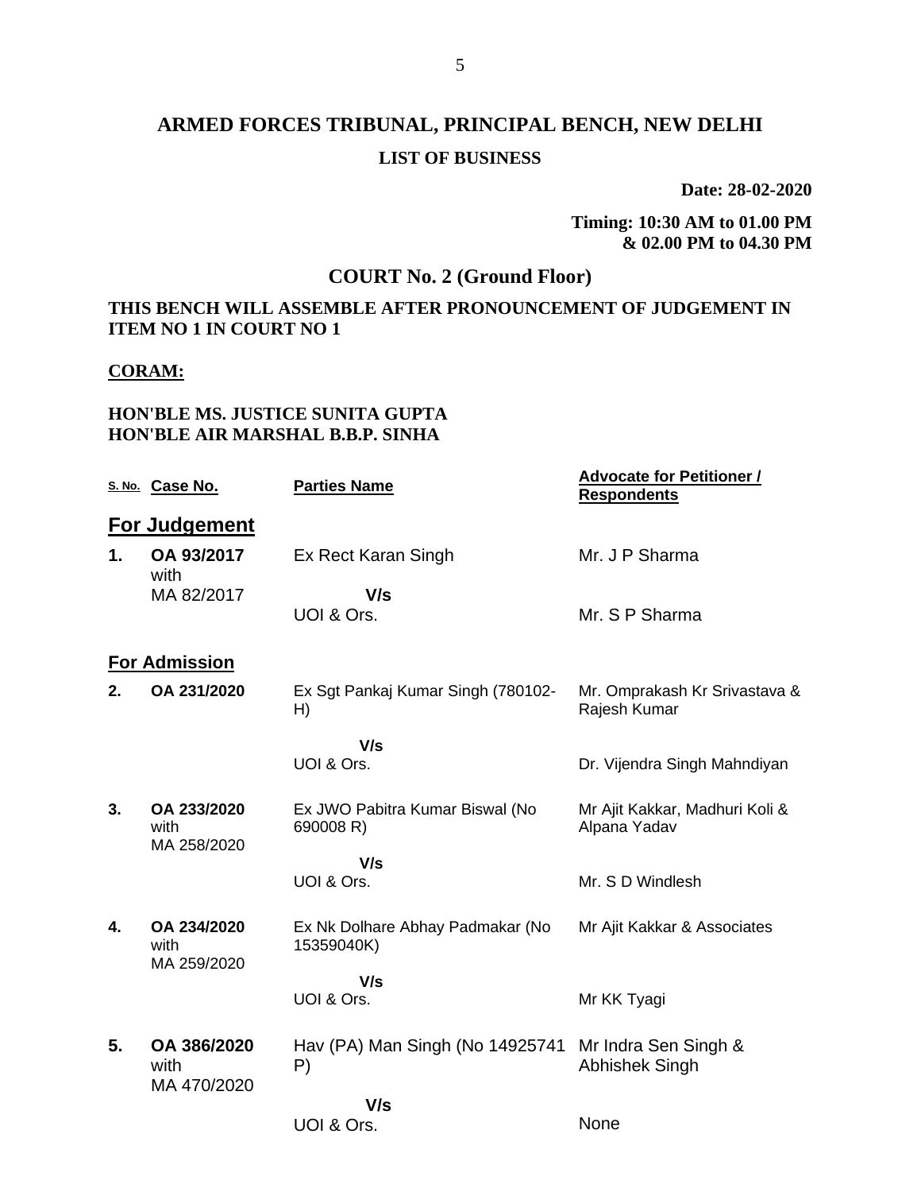# ARMED FORCES TRIBUNAL, PRINCIPAL BENCH, NEW DELHI

## LIST OF BUSINESS

**Date: 28-02-2020**

**Timing: 10:30 AM to 01.00 PM & 02.00 PM to 04.30 PM**

## COURT No. 2 (Ground Floor)

**THIS BENCH WILL ASSEMBLE AFTER PRONOUNCEMENT OF JUDGEMENT IN ITEM NO 1 IN COURT NO 1**

**CORAM:**

**HON'BLE MS. JUSTICE SUNITA GUPTA**
**HON'BLE AIR MARSHAL B.B.P. SINHA**

| S. No. | Case No. | Parties Name | Advocate for Petitioner / Respondents |
|---|---|---|---|
| **For Judgement** | | | |
| **1.** | **OA 93/2017** with MA 82/2017 | Ex Rect Karan Singh V/s UOI & Ors. | Mr. J P Sharma / Mr. S P Sharma |
| **For Admission** | | | |
| **2.** | **OA 231/2020** | Ex Sgt Pankaj Kumar Singh (780102-H) V/s UOI & Ors. | Mr. Omprakash Kr Srivastava & Rajesh Kumar / Dr. Vijendra Singh Mahndiyan |
| **3.** | **OA 233/2020** with MA 258/2020 | Ex JWO Pabitra Kumar Biswal (No 690008 R) V/s UOI & Ors. | Mr Ajit Kakkar, Madhuri Koli & Alpana Yadav / Mr. S D Windlesh |
| **4.** | **OA 234/2020** with MA 259/2020 | Ex Nk Dolhare Abhay Padmakar (No 15359040K) V/s UOI & Ors. | Mr Ajit Kakkar & Associates / Mr KK Tyagi |
| **5.** | **OA 386/2020** with MA 470/2020 | Hav (PA) Man Singh (No 14925741 P) V/s UOI & Ors. | Mr Indra Sen Singh & Abhishek Singh / None |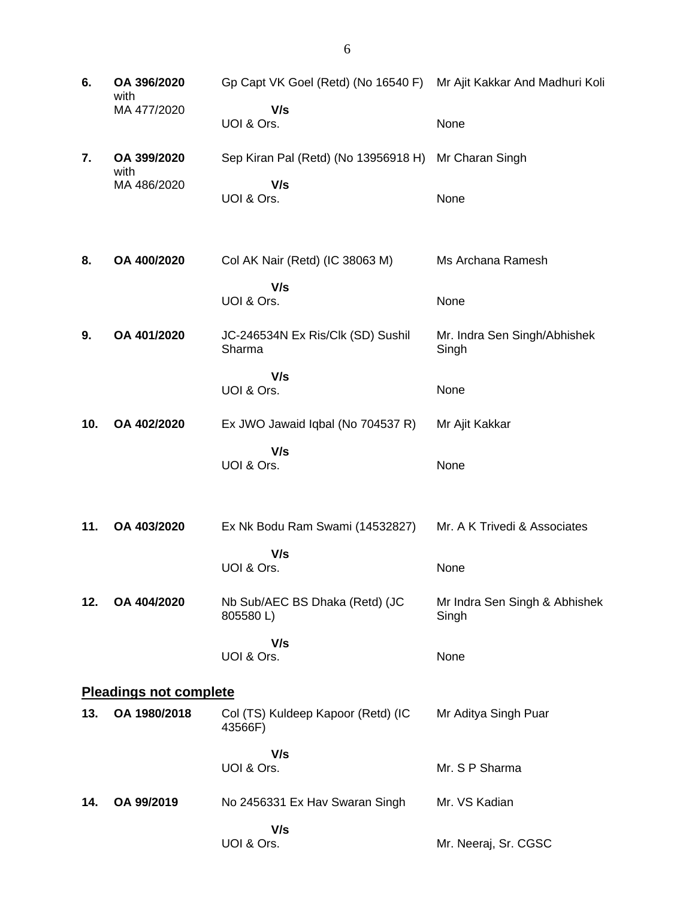| | | | |
|---|---|---|---|
| **6.** | **OA 396/2020** with MA 477/2020 | Gp Capt VK Goel (Retd) (No 16540 F) **V/s** UOI & Ors. | Mr Ajit Kakkar And Madhuri Koli<br><br>None |
| **7.** | **OA 399/2020** with MA 486/2020 | Sep Kiran Pal (Retd) (No 13956918 H) **V/s** UOI & Ors. | Mr Charan Singh<br><br>None |
| **8.** | **OA 400/2020** | Col AK Nair (Retd) (IC 38063 M) **V/s** UOI & Ors. | Ms Archana Ramesh<br><br>None |
| **9.** | **OA 401/2020** | JC-246534N Ex Ris/Clk (SD) Sushil Sharma **V/s** UOI & Ors. | Mr. Indra Sen Singh/Abhishek Singh<br><br>None |
| **10.** | **OA 402/2020** | Ex JWO Jawaid Iqbal (No 704537 R) **V/s** UOI & Ors. | Mr Ajit Kakkar<br><br>None |
| **11.** | **OA 403/2020** | Ex Nk Bodu Ram Swami (14532827) **V/s** UOI & Ors. | Mr. A K Trivedi & Associates<br><br>None |
| **12.** | **OA 404/2020** | Nb Sub/AEC BS Dhaka (Retd) (JC 805580 L) **V/s** UOI & Ors. | Mr Indra Sen Singh & Abhishek Singh<br><br>None |

## Pleadings not complete

| | | | |
|---|---|---|---|
| **13.** | **OA 1980/2018** | Col (TS) Kuldeep Kapoor (Retd) (IC 43566F) **V/s** UOI & Ors. | Mr Aditya Singh Puar<br><br>Mr. S P Sharma |
| **14.** | **OA 99/2019** | No 2456331 Ex Hav Swaran Singh **V/s** UOI & Ors. | Mr. VS Kadian<br><br>Mr. Neeraj, Sr. CGSC |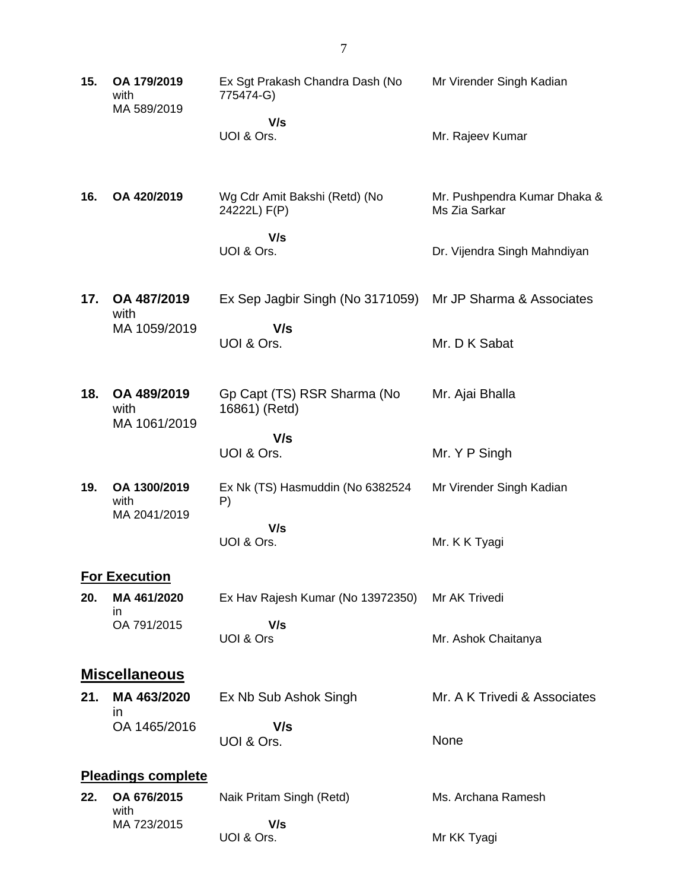| | | | |
|---|---|---|---|
| **15.** | **OA 179/2019** with MA 589/2019 | Ex Sgt Prakash Chandra Dash (No 775474-G) **V/s** UOI & Ors. | Mr Virender Singh Kadian<br><br>Mr. Rajeev Kumar |
| **16.** | **OA 420/2019** | Wg Cdr Amit Bakshi (Retd) (No 24222L) F(P) **V/s** UOI & Ors. | Mr. Pushpendra Kumar Dhaka & Ms Zia Sarkar<br><br>Dr. Vijendra Singh Mahndiyan |
| **17.** | **OA 487/2019** with MA 1059/2019 | Ex Sep Jagbir Singh (No 3171059) **V/s** UOI & Ors. | Mr JP Sharma & Associates<br><br>Mr. D K Sabat |
| **18.** | **OA 489/2019** with MA 1061/2019 | Gp Capt (TS) RSR Sharma (No 16861) (Retd) **V/s** UOI & Ors. | Mr. Ajai Bhalla<br><br>Mr. Y P Singh |
| **19.** | **OA 1300/2019** with MA 2041/2019 | Ex Nk (TS) Hasmuddin (No 6382524 P) **V/s** UOI & Ors. | Mr Virender Singh Kadian<br><br>Mr. K K Tyagi |

**For Execution**

| | | | |
|---|---|---|---|
| **20.** | **MA 461/2020** in OA 791/2015 | Ex Hav Rajesh Kumar (No 13972350) **V/s** UOI & Ors | Mr AK Trivedi<br><br>Mr. Ashok Chaitanya |

## Miscellaneous

| | | | |
|---|---|---|---|
| **21.** | **MA 463/2020** in OA 1465/2016 | Ex Nb Sub Ashok Singh **V/s** UOI & Ors. | Mr. A K Trivedi & Associates<br><br>None |

**Pleadings complete**

| | | | |
|---|---|---|---|
| **22.** | **OA 676/2015** with MA 723/2015 | Naik Pritam Singh (Retd) **V/s** UOI & Ors. | Ms. Archana Ramesh<br><br>Mr KK Tyagi |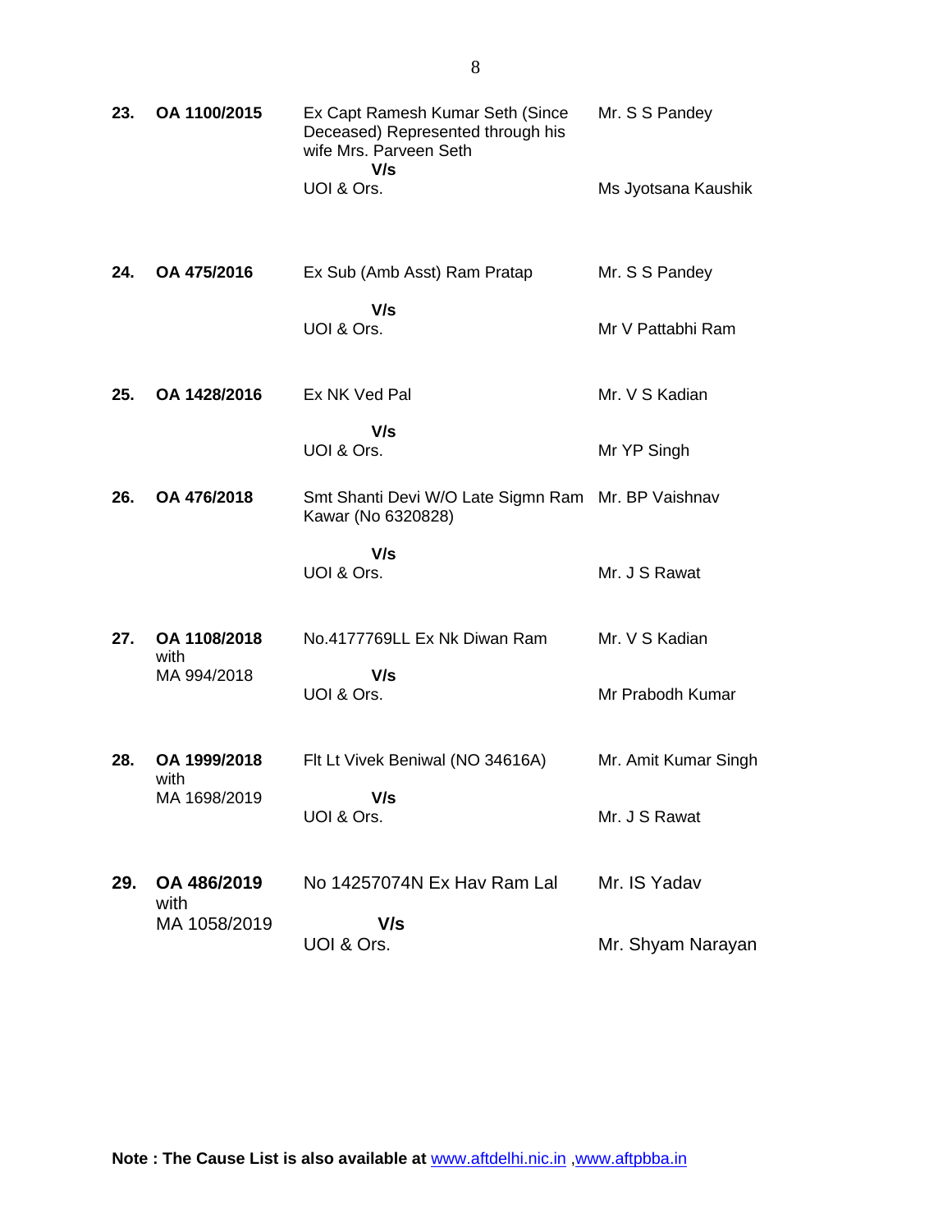| | | | |
|---|---|---|---|
| **23.** | **OA 1100/2015** | Ex Capt Ramesh Kumar Seth (Since Deceased) Represented through his wife Mrs. Parveen Seth<br>**V/s**<br>UOI & Ors. | Mr. S S Pandey<br><br>Ms Jyotsana Kaushik |
| **24.** | **OA 475/2016** | Ex Sub (Amb Asst) Ram Pratap<br>**V/s**<br>UOI & Ors. | Mr. S S Pandey<br><br>Mr V Pattabhi Ram |
| **25.** | **OA 1428/2016** | Ex NK Ved Pal<br>**V/s**<br>UOI & Ors. | Mr. V S Kadian<br><br>Mr YP Singh |
| **26.** | **OA 476/2018** | Smt Shanti Devi W/O Late Sigmn Ram Kawar (No 6320828)<br>**V/s**<br>UOI & Ors. | Mr. BP Vaishnav<br><br>Mr. J S Rawat |
| **27.** | **OA 1108/2018** with MA 994/2018 | No.4177769LL Ex Nk Diwan Ram<br>**V/s**<br>UOI & Ors. | Mr. V S Kadian<br><br>Mr Prabodh Kumar |
| **28.** | **OA 1999/2018** with MA 1698/2019 | Flt Lt Vivek Beniwal (NO 34616A)<br>**V/s**<br>UOI & Ors. | Mr. Amit Kumar Singh<br><br>Mr. J S Rawat |
| **29.** | **OA 486/2019** with MA 1058/2019 | No 14257074N Ex Hav Ram Lal<br>**V/s**<br>UOI & Ors. | Mr. IS Yadav<br><br>Mr. Shyam Narayan |

**Note : The Cause List is also available at** www.aftdelhi.nic.in ,www.aftpbba.in